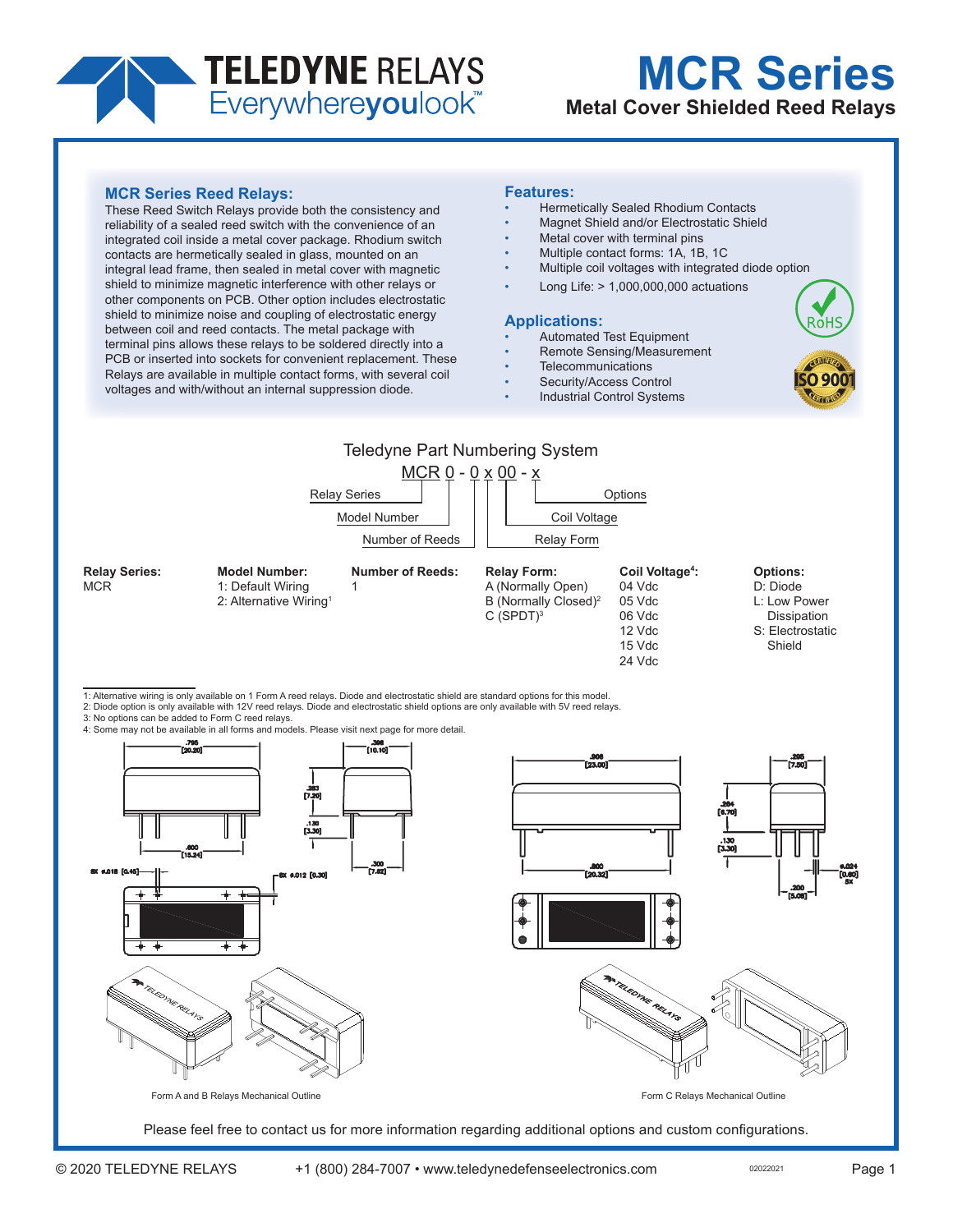# MCR Series

## Metal Cover Shielded Reed Relays

### MCR Series Reed Relays:

These Reed Switch Relays provide both the consistency and reliability of a sealed reed switch with the convenience of an integrated coil inside a metal cover package. Rhodium switch contacts are hermetically sealed in glass, mounted on an integral lead frame, then sealed in metal cover with magnetic shield to minimize magnetic interference with other relays or other components on PCB. Other option includes electrostatic shield to minimize noise and coupling of electrostatic energy between coil and reed contacts. The metal package with terminal pins allows these relays to be soldered directly into a PCB or inserted into sockets for convenient replacement. These Relays are available in multiple contact forms, with several coil voltages and with/without an internal suppression diode.

### Features:

- Hermetically Sealed Rhodium Contacts
- Magnet Shield and/or Electrostatic Shield
- Metal cover with terminal pins
- Multiple contact forms: 1A, 1B, 1C
- Multiple coil voltages with integrated diode option
- Long Life: > 1,000,000,000 actuations

### Applications:

- Automated Test Equipment
- Remote Sensing/Measurement
- Telecommunications
- Security/Access Control
- Industrial Control Systems

### Teledyne Part Numbering System

MCR 0 - 0 x 00 - x

Relay Series — Model Number — Number of Reeds — Relay Form — Coil Voltage — Options

| Relay Series: | Model Number: | Number of Reeds: | Relay Form: | Coil Voltage[4]: | Options: |
|---|---|---|---|---|---|
| MCR | 1: Default Wiring | 1 | A (Normally Open) | 04 Vdc | D: Diode |
| | 2: Alternative Wiring[1] | | B (Normally Closed)[2] | 05 Vdc | L: Low Power Dissipation |
| | | | C (SPDT)[3] | 06 Vdc | S: Electrostatic Shield |
| | | | | 12 Vdc | |
| | | | | 15 Vdc | |
| | | | | 24 Vdc | |

1: Alternative wiring is only available on 1 Form A reed relays. Diode and electrostatic shield are standard options for this model.
2: Diode option is only available with 12V reed relays. Diode and electrostatic shield options are only available with 5V reed relays.
3: No options can be added to Form C reed relays.
4: Some may not be available in all forms and models. Please visit next page for more detail.

.795 [20.20]
.398 [10.10]
.283 [7.20]
.130 [3.30]
.600 [15.24]
.300 [7.62]
8X ⌀.018 [0.46]
8X ⌀.012 [0.30]

Form A and B Relays Mechanical Outline

.906 [23.00]
.295 [7.50]
.264 [6.70]
.130 [3.30]
.800 [20.32]
⌀.024 [0.60] 5X
.200 [5.08]

Form C Relays Mechanical Outline

Please feel free to contact us for more information regarding additional options and custom configurations.

© 2020 TELEDYNE RELAYS +1 (800) 284-7007 • www.teledynedefenseelectronics.com 02022021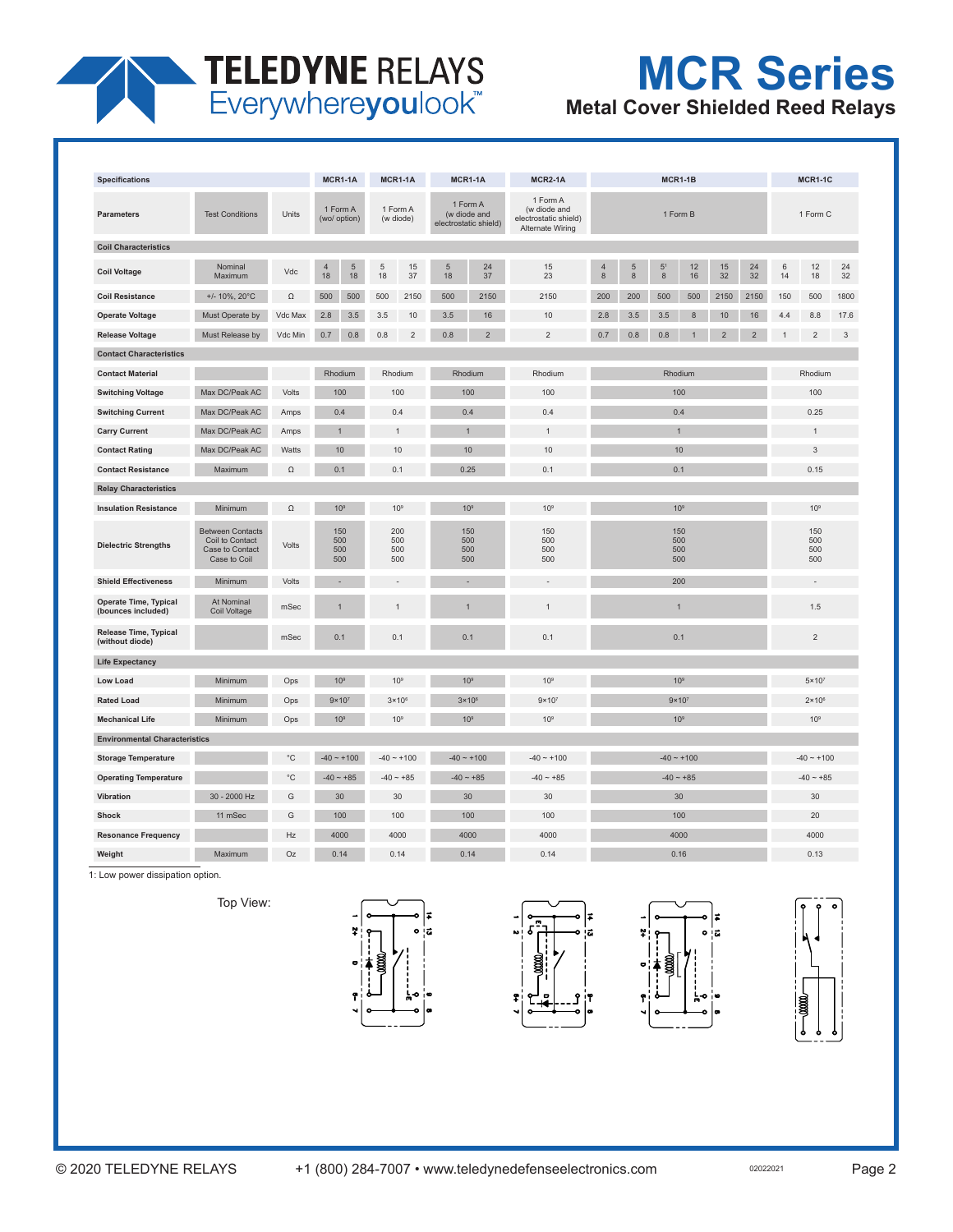| Specifications | | | MCR1-1A | | MCR1-1A | | MCR1-1A | | MCR2-1A | MCR1-1B | | | | | | MCR1-1C | | |
|---|---|---|---|---|---|---|---|---|---|---|---|---|---|---|---|---|---|---|
| **Parameters** | Test Conditions | Units | 1 Form A (w/o option) | | 1 Form A (w diode) | | 1 Form A (w diode and electrostatic shield) | | 1 Form A (w diode and electrostatic shield) Alternate Wiring | 1 Form B | | | | | | 1 Form C | | |
| **Coil Characteristics** | | | | | | | | | | | | | | | | | | |
| **Coil Voltage** | Nominal<br>Maximum | Vdc | 4<br>18 | 5<br>18 | 5<br>18 | 15<br>37 | 5<br>18 | 24<br>37 | 15<br>23 | 4<br>8 | 5<br>8 | 5[1]<br>8 | 12<br>16 | 15<br>32 | 24<br>32 | 6<br>14 | 12<br>18 | 24<br>32 |
| **Coil Resistance** | +/- 10%, 20°C | Ω | 500 | 500 | 500 | 2150 | 500 | 2150 | 2150 | 200 | 200 | 500 | 500 | 2150 | 2150 | 150 | 500 | 1800 |
| **Operate Voltage** | Must Operate by | Vdc Max | 2.8 | 3.5 | 3.5 | 10 | 3.5 | 16 | 10 | 2.8 | 3.5 | 3.5 | 8 | 10 | 16 | 4.4 | 8.8 | 17.6 |
| **Release Voltage** | Must Release by | Vdc Min | 0.7 | 0.8 | 0.8 | 2 | 0.8 | 2 | 2 | 0.7 | 0.8 | 0.8 | 1 | 2 | 2 | 1 | 2 | 3 |
| **Contact Characteristics** | | | | | | | | | | | | | | | | | | |
| **Contact Material** | | | Rhodium | | Rhodium | | Rhodium | | Rhodium | Rhodium | | | | | | Rhodium | | |
| **Switching Voltage** | Max DC/Peak AC | Volts | 100 | | 100 | | 100 | | 100 | 100 | | | | | | 100 | | |
| **Switching Current** | Max DC/Peak AC | Amps | 0.4 | | 0.4 | | 0.4 | | 0.4 | 0.4 | | | | | | 0.25 | | |
| **Carry Current** | Max DC/Peak AC | Amps | 1 | | 1 | | 1 | | 1 | 1 | | | | | | 1 | | |
| **Contact Rating** | Max DC/Peak AC | Watts | 10 | | 10 | | 10 | | 10 | 10 | | | | | | 3 | | |
| **Contact Resistance** | Maximum | Ω | 0.1 | | 0.1 | | 0.25 | | 0.1 | 0.1 | | | | | | 0.15 | | |
| **Relay Characteristics** | | | | | | | | | | | | | | | | | | |
| **Insulation Resistance** | Minimum | Ω | $10^9$ | | $10^9$ | | $10^9$ | | $10^9$ | $10^9$ | | | | | | $10^9$ | | |
| **Dielectric Strengths** | Between Contacts<br>Coil to Contact<br>Case to Contact<br>Case to Coil | Volts | 150<br>500<br>500<br>500 | | 200<br>500<br>500<br>500 | | 150<br>500<br>500<br>500 | | 150<br>500<br>500<br>500 | 150<br>500<br>500<br>500 | | | | | | 150<br>500<br>500<br>500 | | |
| **Shield Effectiveness** | Minimum | Volts | - | | - | | - | | - | 200 | | | | | | - | | |
| **Operate Time, Typical (bounces included)** | At Nominal Coil Voltage | mSec | 1 | | 1 | | 1 | | 1 | 1 | | | | | | 1.5 | | |
| **Release Time, Typical (without diode)** | | mSec | 0.1 | | 0.1 | | 0.1 | | 0.1 | 0.1 | | | | | | 2 | | |
| **Life Expectancy** | | | | | | | | | | | | | | | | | | |
| **Low Load** | Minimum | Ops | $10^9$ | | $10^9$ | | $10^9$ | | $10^9$ | $10^9$ | | | | | | $5 \times 10^7$ | | |
| **Rated Load** | Minimum | Ops | $9 \times 10^7$ | | $3 \times 10^6$ | | $3 \times 10^6$ | | $9 \times 10^7$ | $9 \times 10^7$ | | | | | | $2 \times 10^6$ | | |
| **Mechanical Life** | Minimum | Ops | $10^9$ | | $10^9$ | | $10^9$ | | $10^9$ | $10^9$ | | | | | | $10^9$ | | |
| **Environmental Characteristics** | | | | | | | | | | | | | | | | | | |
| **Storage Temperature** | | °C | -40 ~ +100 | | -40 ~ +100 | | -40 ~ +100 | | -40 ~ +100 | -40 ~ +100 | | | | | | -40 ~ +100 | | |
| **Operating Temperature** | | °C | -40 ~ +85 | | -40 ~ +85 | | -40 ~ +85 | | -40 ~ +85 | -40 ~ +85 | | | | | | -40 ~ +85 | | |
| **Vibration** | 30 - 2000 Hz | G | 30 | | 30 | | 30 | | 30 | 30 | | | | | | 30 | | |
| **Shock** | 11 mSec | G | 100 | | 100 | | 100 | | 100 | 100 | | | | | | 20 | | |
| **Resonance Frequency** | | Hz | 4000 | | 4000 | | 4000 | | 4000 | 4000 | | | | | | 4000 | | |
| **Weight** | Maximum | Oz | 0.14 | | 0.14 | | 0.14 | | 0.14 | 0.16 | | | | | | 0.13 | | |

1: Low power dissipation option.

Top View: